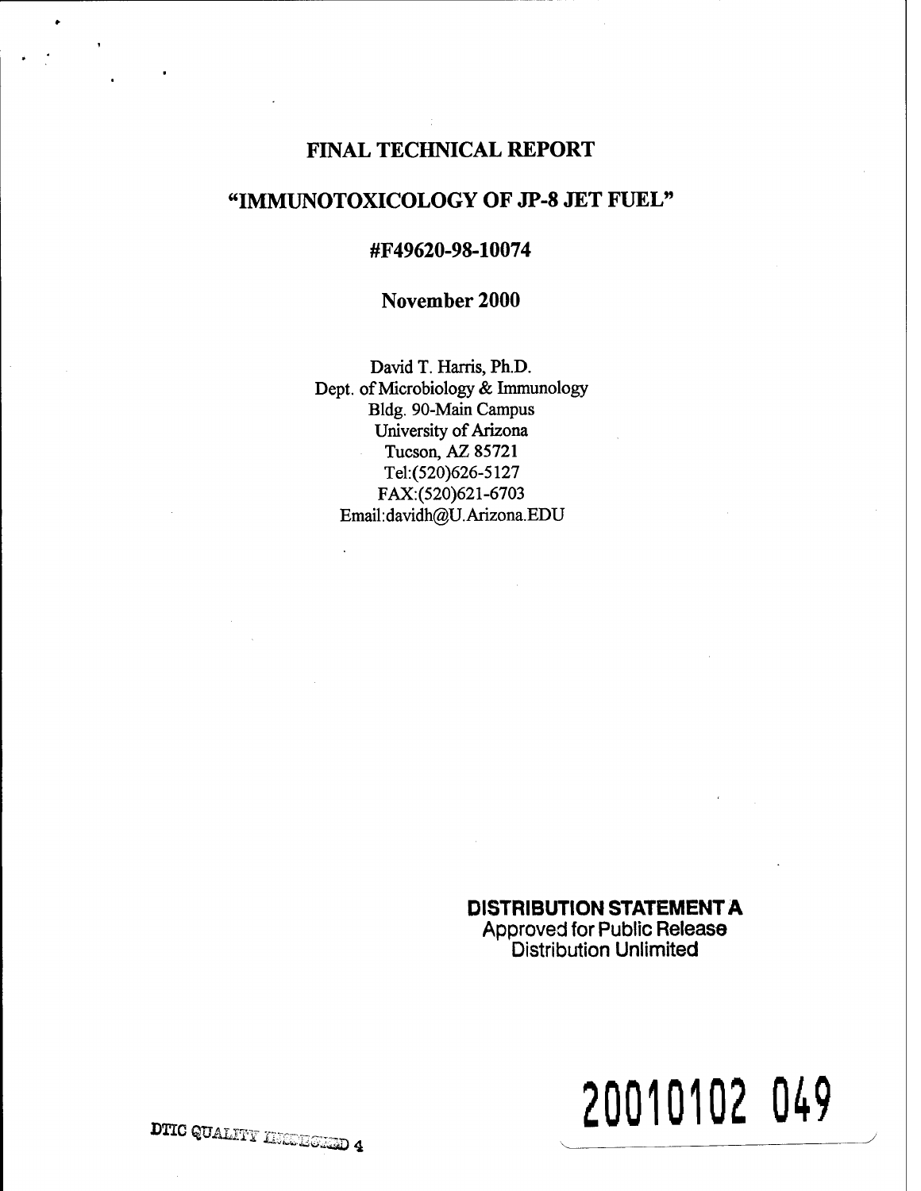# FINAL TECHNICAL REPORT

## "IMMUNOTOXICOLOGY OF JP-8 JET FUEL"

### #F49620-98-10074

### November 2000

David T. Harris, Ph.D.
Dept. of Microbiology & Immunology
Bldg. 90-Main Campus
University of Arizona
Tucson, AZ 85721
Tel:(520)626-5127
FAX:(520)621-6703
Email:davidh@U.Arizona.EDU

**DISTRIBUTION STATEMENT A**
Approved for Public Release
Distribution Unlimited

DTIC QUALITY INSPECTED 4

20010102 049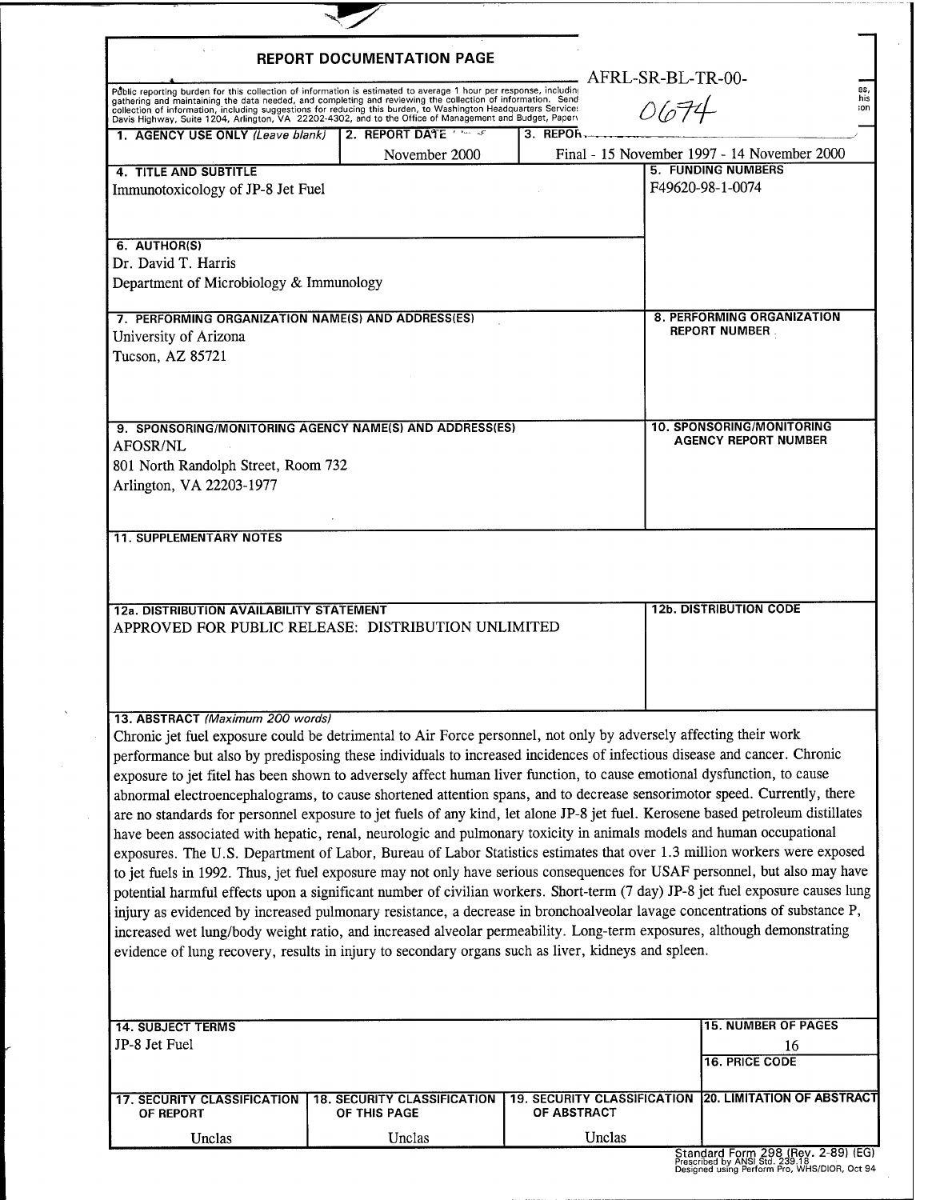# REPORT DOCUMENTATION PAGE

AFRL-SR-BL-TR-00-

0674

Public reporting burden for this collection of information is estimated to average 1 hour per response, includin gathering and maintaining the data needed, and completing and reviewing the collection of information. Send collection of information, including suggestions for reducing this burden, to Washington Headquarters Service: Davis Highway, Suite 1204, Arlington, VA 22202-4302, and to the Office of Management and Budget, Paper

| **1. AGENCY USE ONLY** *(Leave blank)* | **2. REPORT DATE** | **3. REPORT TYPE AND DATES COVERED** |
|---|---|---|
| | November 2000 | Final - 15 November 1997 - 14 November 2000 |

| **4. TITLE AND SUBTITLE** | **5. FUNDING NUMBERS** |
|---|---|
| Immunotoxicology of JP-8 Jet Fuel | F49620-98-1-0074 |
| **6. AUTHOR(S)** | |
| Dr. David T. Harris<br>Department of Microbiology & Immunology | |
| **7. PERFORMING ORGANIZATION NAME(S) AND ADDRESS(ES)** | **8. PERFORMING ORGANIZATION REPORT NUMBER** |
| University of Arizona<br>Tucson, AZ 85721 | |
| **9. SPONSORING/MONITORING AGENCY NAME(S) AND ADDRESS(ES)** | **10. SPONSORING/MONITORING AGENCY REPORT NUMBER** |
| AFOSR/NL<br>801 North Randolph Street, Room 732<br>Arlington, VA 22203-1977 | |

**11. SUPPLEMENTARY NOTES**

| **12a. DISTRIBUTION AVAILABILITY STATEMENT** | **12b. DISTRIBUTION CODE** |
|---|---|
| APPROVED FOR PUBLIC RELEASE: DISTRIBUTION UNLIMITED | |

**13. ABSTRACT** *(Maximum 200 words)*

Chronic jet fuel exposure could be detrimental to Air Force personnel, not only by adversely affecting their work performance but also by predisposing these individuals to increased incidences of infectious disease and cancer. Chronic exposure to jet fitel has been shown to adversely affect human liver function, to cause emotional dysfunction, to cause abnormal electroencephalograms, to cause shortened attention spans, and to decrease sensorimotor speed. Currently, there are no standards for personnel exposure to jet fuels of any kind, let alone JP-8 jet fuel. Kerosene based petroleum distillates have been associated with hepatic, renal, neurologic and pulmonary toxicity in animals models and human occupational exposures. The U.S. Department of Labor, Bureau of Labor Statistics estimates that over 1.3 million workers were exposed to jet fuels in 1992. Thus, jet fuel exposure may not only have serious consequences for USAF personnel, but also may have potential harmful effects upon a significant number of civilian workers. Short-term (7 day) JP-8 jet fuel exposure causes lung injury as evidenced by increased pulmonary resistance, a decrease in bronchoalveolar lavage concentrations of substance P, increased wet lung/body weight ratio, and increased alveolar permeability. Long-term exposures, although demonstrating evidence of lung recovery, results in injury to secondary organs such as liver, kidneys and spleen.

| **14. SUBJECT TERMS** | | | **15. NUMBER OF PAGES** |
|---|---|---|---|
| JP-8 Jet Fuel | | | 16 |
| | | | **16. PRICE CODE** |
| **17. SECURITY CLASSIFICATION OF REPORT** | **18. SECURITY CLASSIFICATION OF THIS PAGE** | **19. SECURITY CLASSIFICATION OF ABSTRACT** | **20. LIMITATION OF ABSTRACT** |
| Unclas | Unclas | Unclas | |

Standard Form 298 (Rev. 2-89) (EG)
Prescribed by ANSI Std. 239.18
Designed using Perform Pro, WHS/DIOR, Oct 94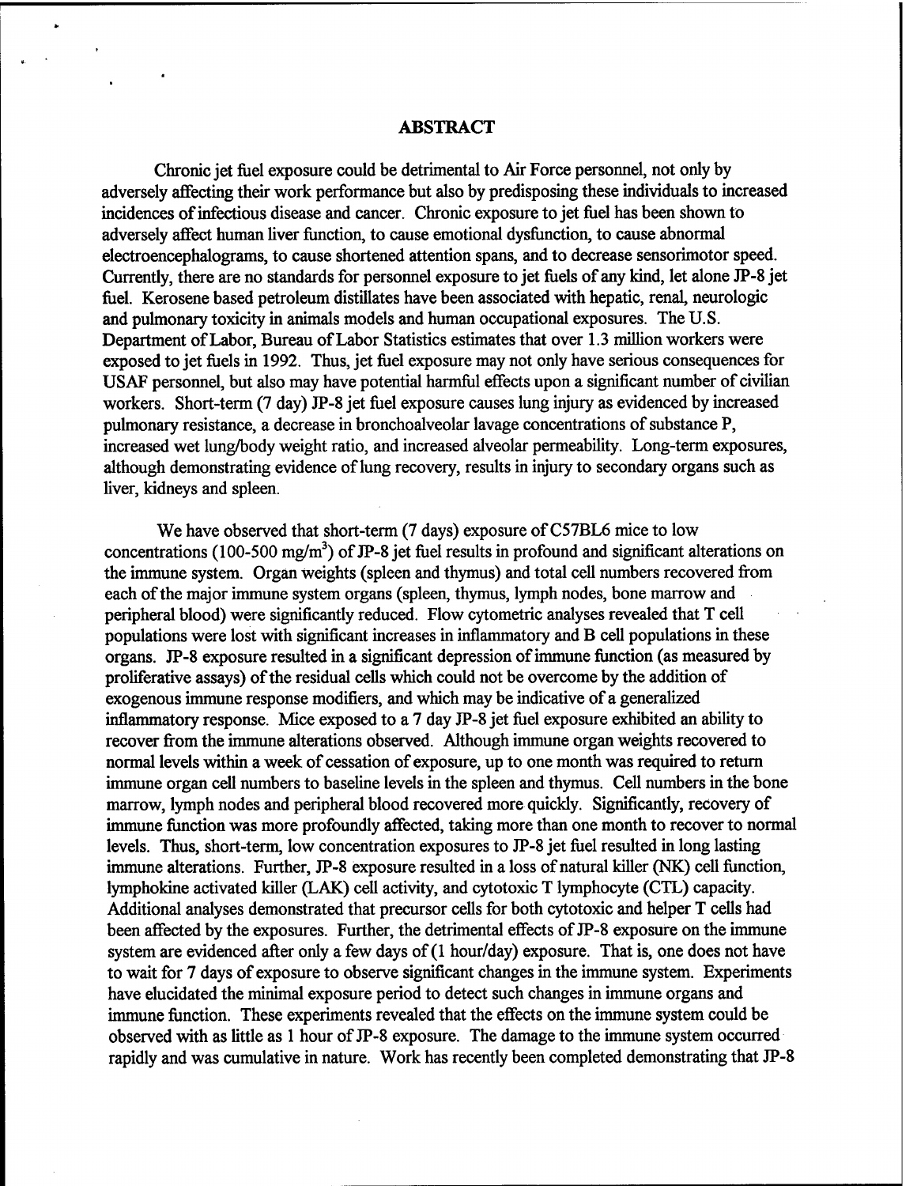## ABSTRACT

Chronic jet fuel exposure could be detrimental to Air Force personnel, not only by adversely affecting their work performance but also by predisposing these individuals to increased incidences of infectious disease and cancer. Chronic exposure to jet fuel has been shown to adversely affect human liver function, to cause emotional dysfunction, to cause abnormal electroencephalograms, to cause shortened attention spans, and to decrease sensorimotor speed. Currently, there are no standards for personnel exposure to jet fuels of any kind, let alone JP-8 jet fuel. Kerosene based petroleum distillates have been associated with hepatic, renal, neurologic and pulmonary toxicity in animals models and human occupational exposures. The U.S. Department of Labor, Bureau of Labor Statistics estimates that over 1.3 million workers were exposed to jet fuels in 1992. Thus, jet fuel exposure may not only have serious consequences for USAF personnel, but also may have potential harmful effects upon a significant number of civilian workers. Short-term (7 day) JP-8 jet fuel exposure causes lung injury as evidenced by increased pulmonary resistance, a decrease in bronchoalveolar lavage concentrations of substance P, increased wet lung/body weight ratio, and increased alveolar permeability. Long-term exposures, although demonstrating evidence of lung recovery, results in injury to secondary organs such as liver, kidneys and spleen.

We have observed that short-term (7 days) exposure of C57BL6 mice to low concentrations (100-500 $mg/m^3$) of JP-8 jet fuel results in profound and significant alterations on the immune system. Organ weights (spleen and thymus) and total cell numbers recovered from each of the major immune system organs (spleen, thymus, lymph nodes, bone marrow and peripheral blood) were significantly reduced. Flow cytometric analyses revealed that T cell populations were lost with significant increases in inflammatory and B cell populations in these organs. JP-8 exposure resulted in a significant depression of immune function (as measured by proliferative assays) of the residual cells which could not be overcome by the addition of exogenous immune response modifiers, and which may be indicative of a generalized inflammatory response. Mice exposed to a 7 day JP-8 jet fuel exposure exhibited an ability to recover from the immune alterations observed. Although immune organ weights recovered to normal levels within a week of cessation of exposure, up to one month was required to return immune organ cell numbers to baseline levels in the spleen and thymus. Cell numbers in the bone marrow, lymph nodes and peripheral blood recovered more quickly. Significantly, recovery of immune function was more profoundly affected, taking more than one month to recover to normal levels. Thus, short-term, low concentration exposures to JP-8 jet fuel resulted in long lasting immune alterations. Further, JP-8 exposure resulted in a loss of natural killer (NK) cell function, lymphokine activated killer (LAK) cell activity, and cytotoxic T lymphocyte (CTL) capacity. Additional analyses demonstrated that precursor cells for both cytotoxic and helper T cells had been affected by the exposures. Further, the detrimental effects of JP-8 exposure on the immune system are evidenced after only a few days of (1 hour/day) exposure. That is, one does not have to wait for 7 days of exposure to observe significant changes in the immune system. Experiments have elucidated the minimal exposure period to detect such changes in immune organs and immune function. These experiments revealed that the effects on the immune system could be observed with as little as 1 hour of JP-8 exposure. The damage to the immune system occurred rapidly and was cumulative in nature. Work has recently been completed demonstrating that JP-8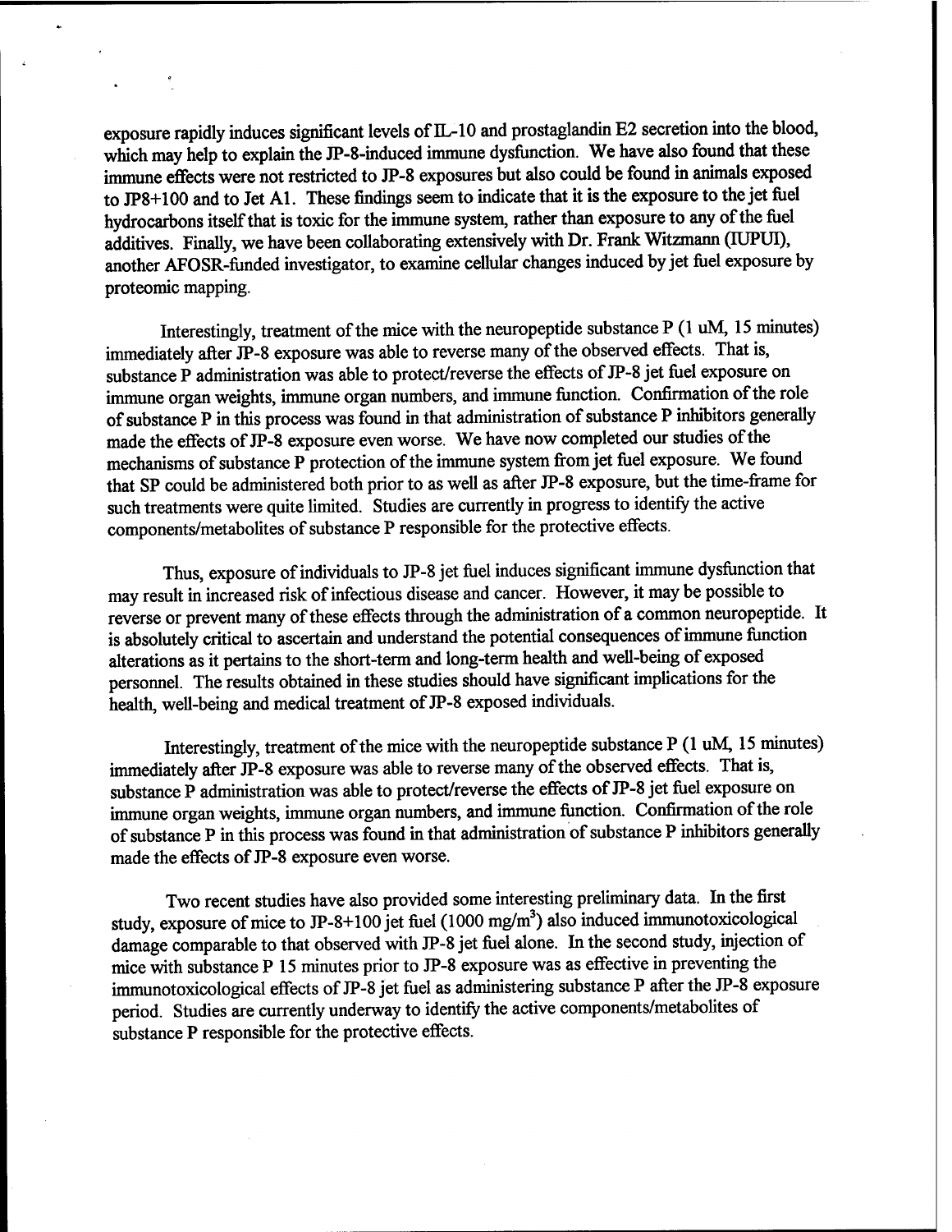exposure rapidly induces significant levels of IL-10 and prostaglandin E2 secretion into the blood, which may help to explain the JP-8-induced immune dysfunction. We have also found that these immune effects were not restricted to JP-8 exposures but also could be found in animals exposed to JP8+100 and to Jet A1. These findings seem to indicate that it is the exposure to the jet fuel hydrocarbons itself that is toxic for the immune system, rather than exposure to any of the fuel additives. Finally, we have been collaborating extensively with Dr. Frank Witzmann (IUPUI), another AFOSR-funded investigator, to examine cellular changes induced by jet fuel exposure by proteomic mapping.

Interestingly, treatment of the mice with the neuropeptide substance P (1 uM, 15 minutes) immediately after JP-8 exposure was able to reverse many of the observed effects. That is, substance P administration was able to protect/reverse the effects of JP-8 jet fuel exposure on immune organ weights, immune organ numbers, and immune function. Confirmation of the role of substance P in this process was found in that administration of substance P inhibitors generally made the effects of JP-8 exposure even worse. We have now completed our studies of the mechanisms of substance P protection of the immune system from jet fuel exposure. We found that SP could be administered both prior to as well as after JP-8 exposure, but the time-frame for such treatments were quite limited. Studies are currently in progress to identify the active components/metabolites of substance P responsible for the protective effects.

Thus, exposure of individuals to JP-8 jet fuel induces significant immune dysfunction that may result in increased risk of infectious disease and cancer. However, it may be possible to reverse or prevent many of these effects through the administration of a common neuropeptide. It is absolutely critical to ascertain and understand the potential consequences of immune function alterations as it pertains to the short-term and long-term health and well-being of exposed personnel. The results obtained in these studies should have significant implications for the health, well-being and medical treatment of JP-8 exposed individuals.

Interestingly, treatment of the mice with the neuropeptide substance P (1 uM, 15 minutes) immediately after JP-8 exposure was able to reverse many of the observed effects. That is, substance P administration was able to protect/reverse the effects of JP-8 jet fuel exposure on immune organ weights, immune organ numbers, and immune function. Confirmation of the role of substance P in this process was found in that administration of substance P inhibitors generally made the effects of JP-8 exposure even worse.

Two recent studies have also provided some interesting preliminary data. In the first study, exposure of mice to JP-8+100 jet fuel (1000 $mg/m^3$) also induced immunotoxicological damage comparable to that observed with JP-8 jet fuel alone. In the second study, injection of mice with substance P 15 minutes prior to JP-8 exposure was as effective in preventing the immunotoxicological effects of JP-8 jet fuel as administering substance P after the JP-8 exposure period. Studies are currently underway to identify the active components/metabolites of substance P responsible for the protective effects.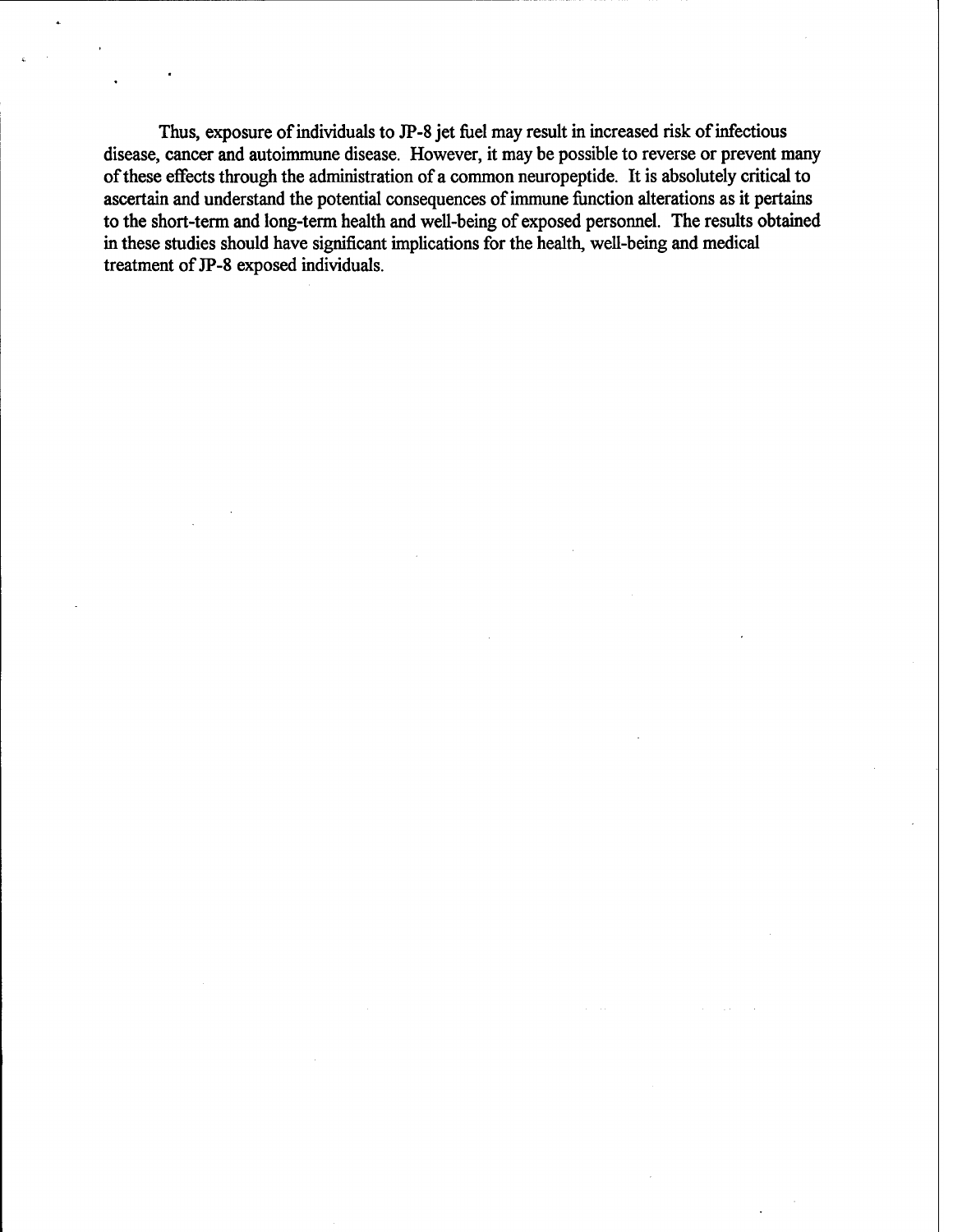Thus, exposure of individuals to JP-8 jet fuel may result in increased risk of infectious disease, cancer and autoimmune disease. However, it may be possible to reverse or prevent many of these effects through the administration of a common neuropeptide. It is absolutely critical to ascertain and understand the potential consequences of immune function alterations as it pertains to the short-term and long-term health and well-being of exposed personnel. The results obtained in these studies should have significant implications for the health, well-being and medical treatment of JP-8 exposed individuals.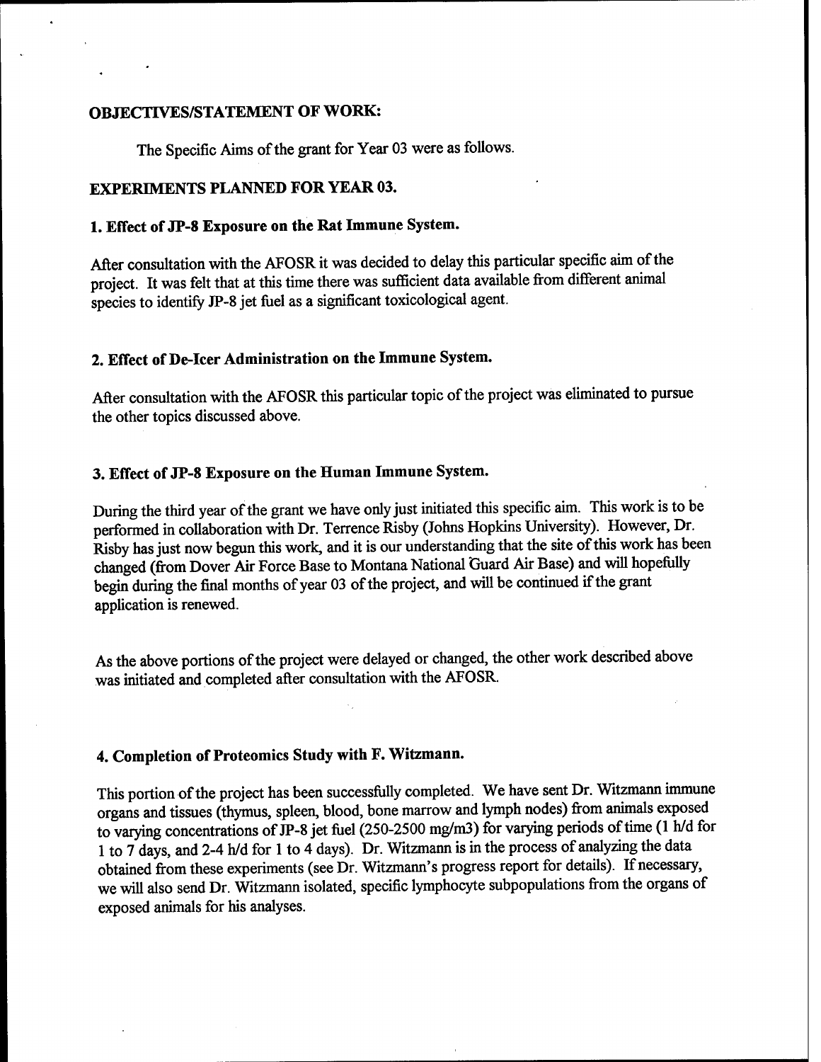## OBJECTIVES/STATEMENT OF WORK:

The Specific Aims of the grant for Year 03 were as follows.

## EXPERIMENTS PLANNED FOR YEAR 03.

### 1. Effect of JP-8 Exposure on the Rat Immune System.

After consultation with the AFOSR it was decided to delay this particular specific aim of the project. It was felt that at this time there was sufficient data available from different animal species to identify JP-8 jet fuel as a significant toxicological agent.

### 2. Effect of De-Icer Administration on the Immune System.

After consultation with the AFOSR this particular topic of the project was eliminated to pursue the other topics discussed above.

### 3. Effect of JP-8 Exposure on the Human Immune System.

During the third year of the grant we have only just initiated this specific aim. This work is to be performed in collaboration with Dr. Terrence Risby (Johns Hopkins University). However, Dr. Risby has just now begun this work, and it is our understanding that the site of this work has been changed (from Dover Air Force Base to Montana National Guard Air Base) and will hopefully begin during the final months of year 03 of the project, and will be continued if the grant application is renewed.

As the above portions of the project were delayed or changed, the other work described above was initiated and completed after consultation with the AFOSR.

### 4. Completion of Proteomics Study with F. Witzmann.

This portion of the project has been successfully completed. We have sent Dr. Witzmann immune organs and tissues (thymus, spleen, blood, bone marrow and lymph nodes) from animals exposed to varying concentrations of JP-8 jet fuel (250-2500 mg/m3) for varying periods of time (1 h/d for 1 to 7 days, and 2-4 h/d for 1 to 4 days). Dr. Witzmann is in the process of analyzing the data obtained from these experiments (see Dr. Witzmann's progress report for details). If necessary, we will also send Dr. Witzmann isolated, specific lymphocyte subpopulations from the organs of exposed animals for his analyses.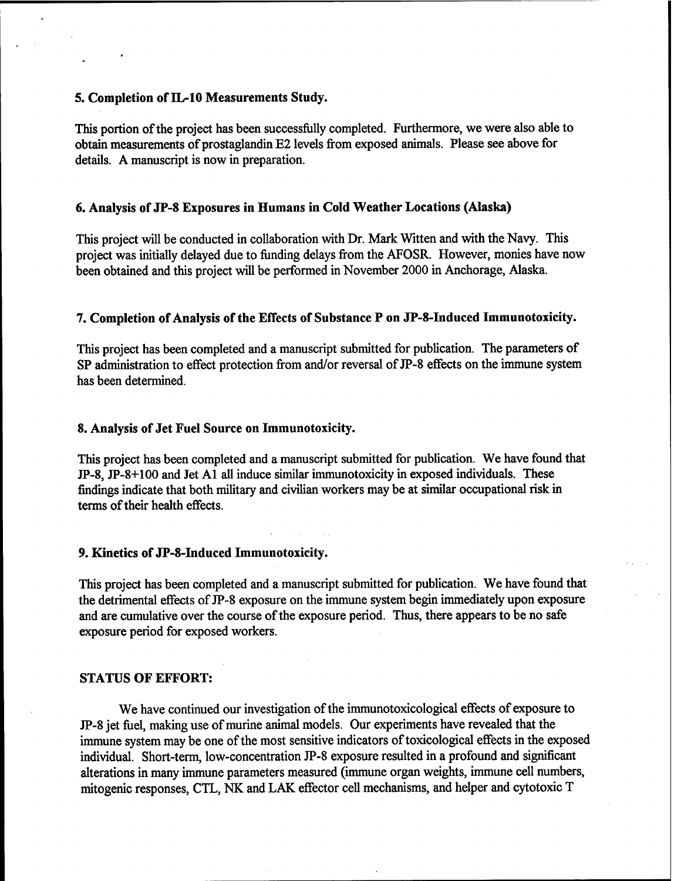### 5. Completion of IL-10 Measurements Study.

This portion of the project has been successfully completed. Furthermore, we were also able to obtain measurements of prostaglandin E2 levels from exposed animals. Please see above for details. A manuscript is now in preparation.

### 6. Analysis of JP-8 Exposures in Humans in Cold Weather Locations (Alaska)

This project will be conducted in collaboration with Dr. Mark Witten and with the Navy. This project was initially delayed due to funding delays from the AFOSR. However, monies have now been obtained and this project will be performed in November 2000 in Anchorage, Alaska.

### 7. Completion of Analysis of the Effects of Substance P on JP-8-Induced Immunotoxicity.

This project has been completed and a manuscript submitted for publication. The parameters of SP administration to effect protection from and/or reversal of JP-8 effects on the immune system has been determined.

### 8. Analysis of Jet Fuel Source on Immunotoxicity.

This project has been completed and a manuscript submitted for publication. We have found that JP-8, JP-8+100 and Jet A1 all induce similar immunotoxicity in exposed individuals. These findings indicate that both military and civilian workers may be at similar occupational risk in terms of their health effects.

### 9. Kinetics of JP-8-Induced Immunotoxicity.

This project has been completed and a manuscript submitted for publication. We have found that the detrimental effects of JP-8 exposure on the immune system begin immediately upon exposure and are cumulative over the course of the exposure period. Thus, there appears to be no safe exposure period for exposed workers.

## STATUS OF EFFORT:

We have continued our investigation of the immunotoxicological effects of exposure to JP-8 jet fuel, making use of murine animal models. Our experiments have revealed that the immune system may be one of the most sensitive indicators of toxicological effects in the exposed individual. Short-term, low-concentration JP-8 exposure resulted in a profound and significant alterations in many immune parameters measured (immune organ weights, immune cell numbers, mitogenic responses, CTL, NK and LAK effector cell mechanisms, and helper and cytotoxic T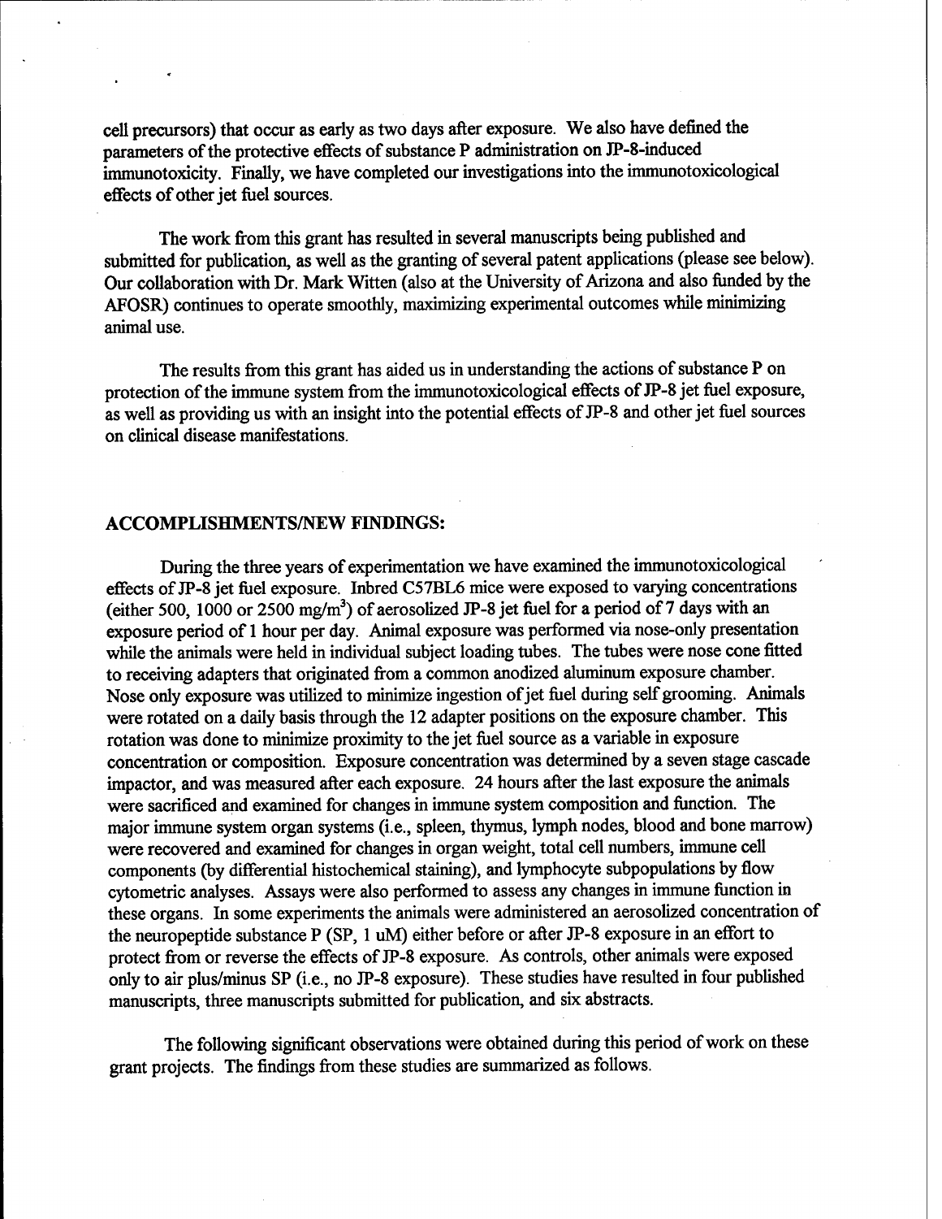cell precursors) that occur as early as two days after exposure. We also have defined the parameters of the protective effects of substance P administration on JP-8-induced immunotoxicity. Finally, we have completed our investigations into the immunotoxicological effects of other jet fuel sources.

The work from this grant has resulted in several manuscripts being published and submitted for publication, as well as the granting of several patent applications (please see below). Our collaboration with Dr. Mark Witten (also at the University of Arizona and also funded by the AFOSR) continues to operate smoothly, maximizing experimental outcomes while minimizing animal use.

The results from this grant has aided us in understanding the actions of substance P on protection of the immune system from the immunotoxicological effects of JP-8 jet fuel exposure, as well as providing us with an insight into the potential effects of JP-8 and other jet fuel sources on clinical disease manifestations.

## ACCOMPLISHMENTS/NEW FINDINGS:

During the three years of experimentation we have examined the immunotoxicological effects of JP-8 jet fuel exposure. Inbred C57BL6 mice were exposed to varying concentrations (either 500, 1000 or 2500 $mg/m^3$) of aerosolized JP-8 jet fuel for a period of 7 days with an exposure period of 1 hour per day. Animal exposure was performed via nose-only presentation while the animals were held in individual subject loading tubes. The tubes were nose cone fitted to receiving adapters that originated from a common anodized aluminum exposure chamber. Nose only exposure was utilized to minimize ingestion of jet fuel during self grooming. Animals were rotated on a daily basis through the 12 adapter positions on the exposure chamber. This rotation was done to minimize proximity to the jet fuel source as a variable in exposure concentration or composition. Exposure concentration was determined by a seven stage cascade impactor, and was measured after each exposure. 24 hours after the last exposure the animals were sacrificed and examined for changes in immune system composition and function. The major immune system organ systems (i.e., spleen, thymus, lymph nodes, blood and bone marrow) were recovered and examined for changes in organ weight, total cell numbers, immune cell components (by differential histochemical staining), and lymphocyte subpopulations by flow cytometric analyses. Assays were also performed to assess any changes in immune function in these organs. In some experiments the animals were administered an aerosolized concentration of the neuropeptide substance P (SP, 1 uM) either before or after JP-8 exposure in an effort to protect from or reverse the effects of JP-8 exposure. As controls, other animals were exposed only to air plus/minus SP (i.e., no JP-8 exposure). These studies have resulted in four published manuscripts, three manuscripts submitted for publication, and six abstracts.

The following significant observations were obtained during this period of work on these grant projects. The findings from these studies are summarized as follows.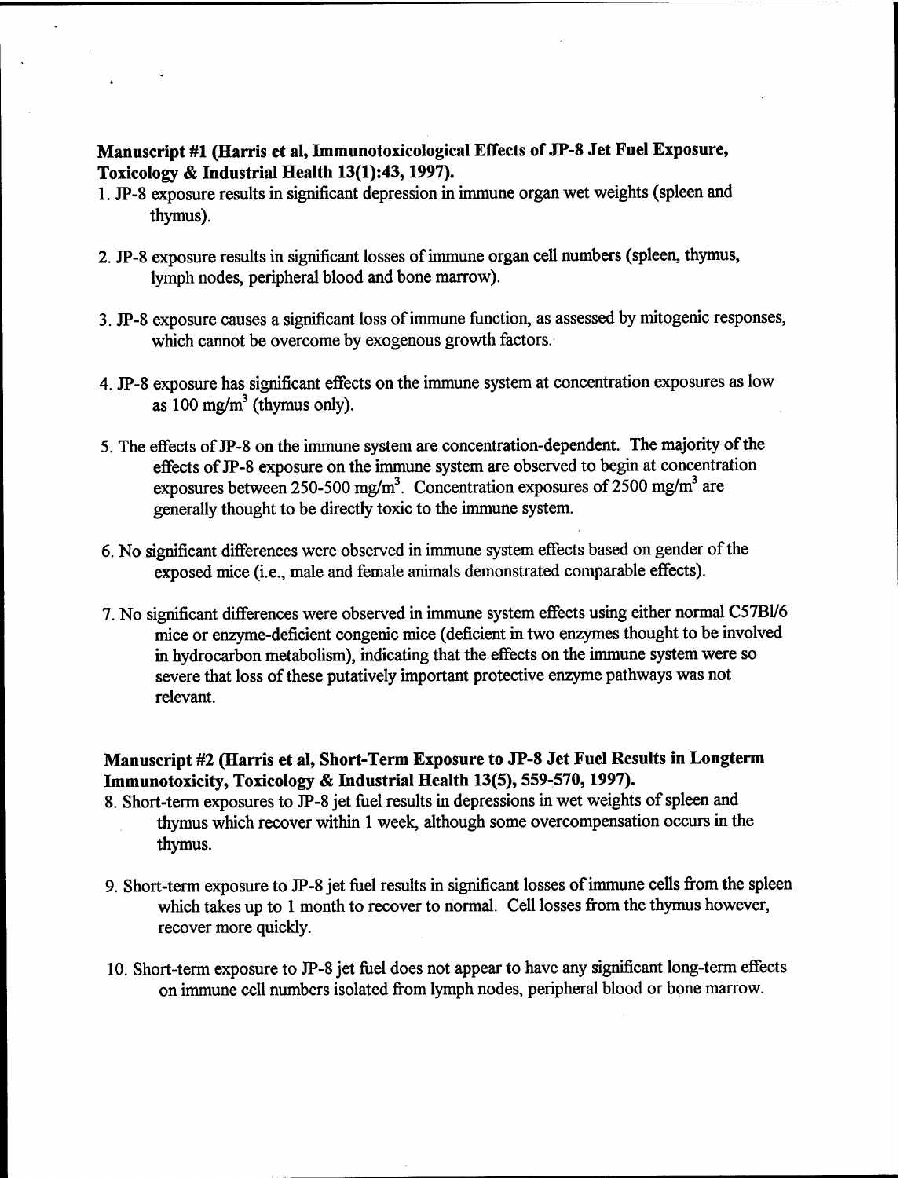**Manuscript #1 (Harris et al, Immunotoxicological Effects of JP-8 Jet Fuel Exposure, Toxicology & Industrial Health 13(1):43, 1997).**

1. JP-8 exposure results in significant depression in immune organ wet weights (spleen and thymus).

2. JP-8 exposure results in significant losses of immune organ cell numbers (spleen, thymus, lymph nodes, peripheral blood and bone marrow).

3. JP-8 exposure causes a significant loss of immune function, as assessed by mitogenic responses, which cannot be overcome by exogenous growth factors.

4. JP-8 exposure has significant effects on the immune system at concentration exposures as low as 100 $mg/m^3$ (thymus only).

5. The effects of JP-8 on the immune system are concentration-dependent. The majority of the effects of JP-8 exposure on the immune system are observed to begin at concentration exposures between 250-500 $mg/m^3$. Concentration exposures of 2500 $mg/m^3$ are generally thought to be directly toxic to the immune system.

6. No significant differences were observed in immune system effects based on gender of the exposed mice (i.e., male and female animals demonstrated comparable effects).

7. No significant differences were observed in immune system effects using either normal C57Bl/6 mice or enzyme-deficient congenic mice (deficient in two enzymes thought to be involved in hydrocarbon metabolism), indicating that the effects on the immune system were so severe that loss of these putatively important protective enzyme pathways was not relevant.

**Manuscript #2 (Harris et al, Short-Term Exposure to JP-8 Jet Fuel Results in Longterm Immunotoxicity, Toxicology & Industrial Health 13(5), 559-570, 1997).**

8. Short-term exposures to JP-8 jet fuel results in depressions in wet weights of spleen and thymus which recover within 1 week, although some overcompensation occurs in the thymus.

9. Short-term exposure to JP-8 jet fuel results in significant losses of immune cells from the spleen which takes up to 1 month to recover to normal. Cell losses from the thymus however, recover more quickly.

10. Short-term exposure to JP-8 jet fuel does not appear to have any significant long-term effects on immune cell numbers isolated from lymph nodes, peripheral blood or bone marrow.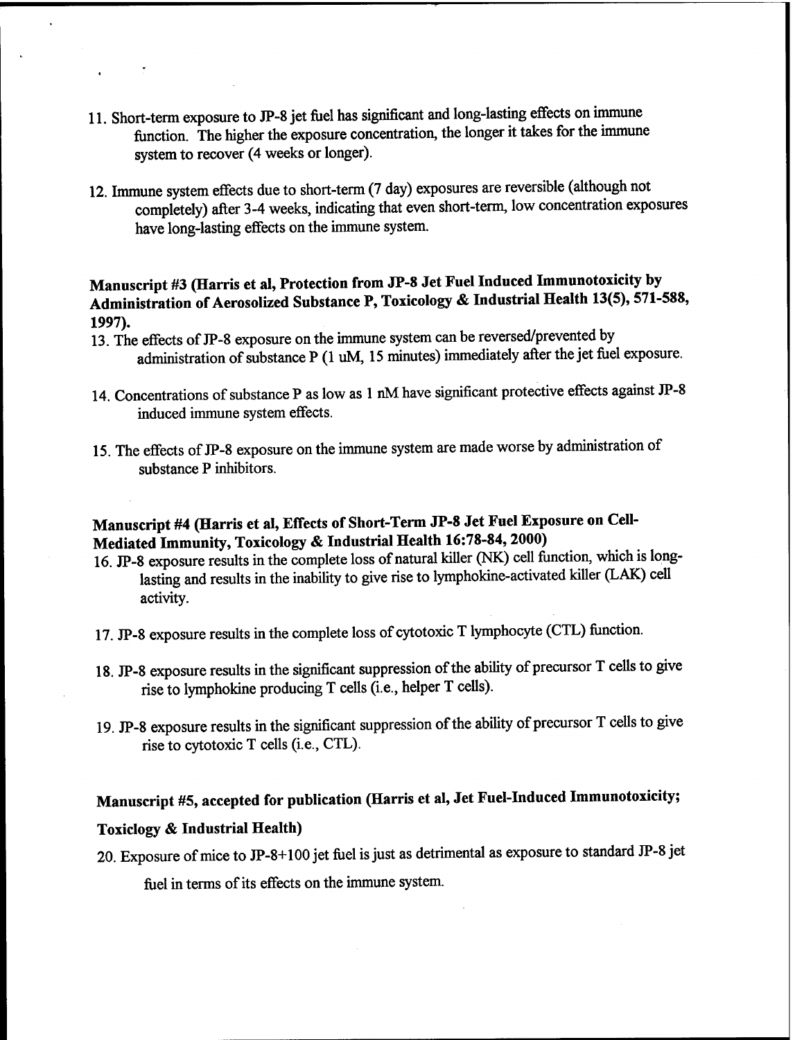11. Short-term exposure to JP-8 jet fuel has significant and long-lasting effects on immune function. The higher the exposure concentration, the longer it takes for the immune system to recover (4 weeks or longer).

12. Immune system effects due to short-term (7 day) exposures are reversible (although not completely) after 3-4 weeks, indicating that even short-term, low concentration exposures have long-lasting effects on the immune system.

**Manuscript #3 (Harris et al, Protection from JP-8 Jet Fuel Induced Immunotoxicity by Administration of Aerosolized Substance P, Toxicology & Industrial Health 13(5), 571-588, 1997).**

13. The effects of JP-8 exposure on the immune system can be reversed/prevented by administration of substance P (1 uM, 15 minutes) immediately after the jet fuel exposure.

14. Concentrations of substance P as low as 1 nM have significant protective effects against JP-8 induced immune system effects.

15. The effects of JP-8 exposure on the immune system are made worse by administration of substance P inhibitors.

**Manuscript #4 (Harris et al, Effects of Short-Term JP-8 Jet Fuel Exposure on Cell-Mediated Immunity, Toxicology & Industrial Health 16:78-84, 2000)**

16. JP-8 exposure results in the complete loss of natural killer (NK) cell function, which is long-lasting and results in the inability to give rise to lymphokine-activated killer (LAK) cell activity.

17. JP-8 exposure results in the complete loss of cytotoxic T lymphocyte (CTL) function.

18. JP-8 exposure results in the significant suppression of the ability of precursor T cells to give rise to lymphokine producing T cells (i.e., helper T cells).

19. JP-8 exposure results in the significant suppression of the ability of precursor T cells to give rise to cytotoxic T cells (i.e., CTL).

**Manuscript #5, accepted for publication (Harris et al, Jet Fuel-Induced Immunotoxicity; Toxiclogy & Industrial Health)**

20. Exposure of mice to JP-8+100 jet fuel is just as detrimental as exposure to standard JP-8 jet fuel in terms of its effects on the immune system.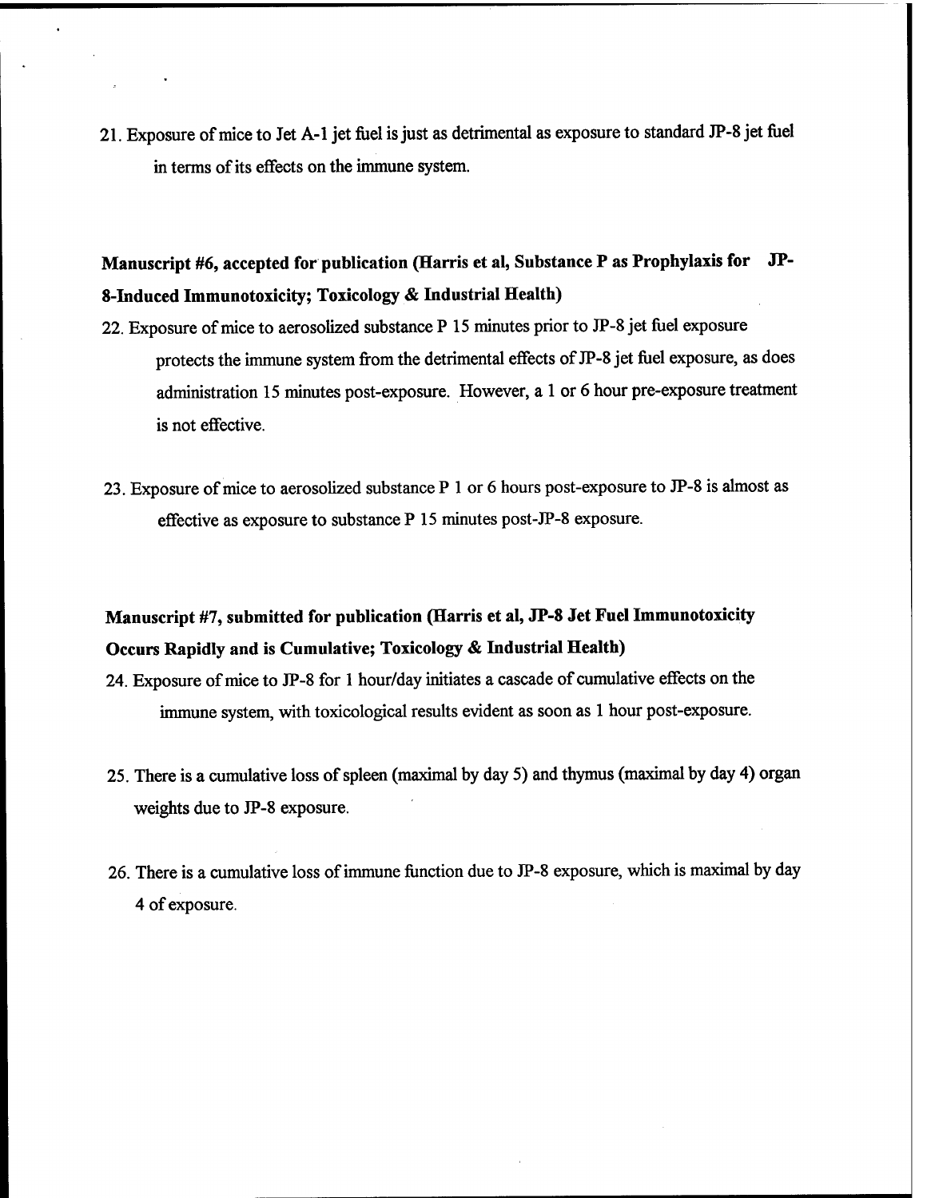21. Exposure of mice to Jet A-1 jet fuel is just as detrimental as exposure to standard JP-8 jet fuel in terms of its effects on the immune system.

**Manuscript #6, accepted for publication (Harris et al, Substance P as Prophylaxis for JP-8-Induced Immunotoxicity; Toxicology & Industrial Health)**

22. Exposure of mice to aerosolized substance P 15 minutes prior to JP-8 jet fuel exposure protects the immune system from the detrimental effects of JP-8 jet fuel exposure, as does administration 15 minutes post-exposure. However, a 1 or 6 hour pre-exposure treatment is not effective.

23. Exposure of mice to aerosolized substance P 1 or 6 hours post-exposure to JP-8 is almost as effective as exposure to substance P 15 minutes post-JP-8 exposure.

**Manuscript #7, submitted for publication (Harris et al, JP-8 Jet Fuel Immunotoxicity Occurs Rapidly and is Cumulative; Toxicology & Industrial Health)**

24. Exposure of mice to JP-8 for 1 hour/day initiates a cascade of cumulative effects on the immune system, with toxicological results evident as soon as 1 hour post-exposure.

25. There is a cumulative loss of spleen (maximal by day 5) and thymus (maximal by day 4) organ weights due to JP-8 exposure.

26. There is a cumulative loss of immune function due to JP-8 exposure, which is maximal by day 4 of exposure.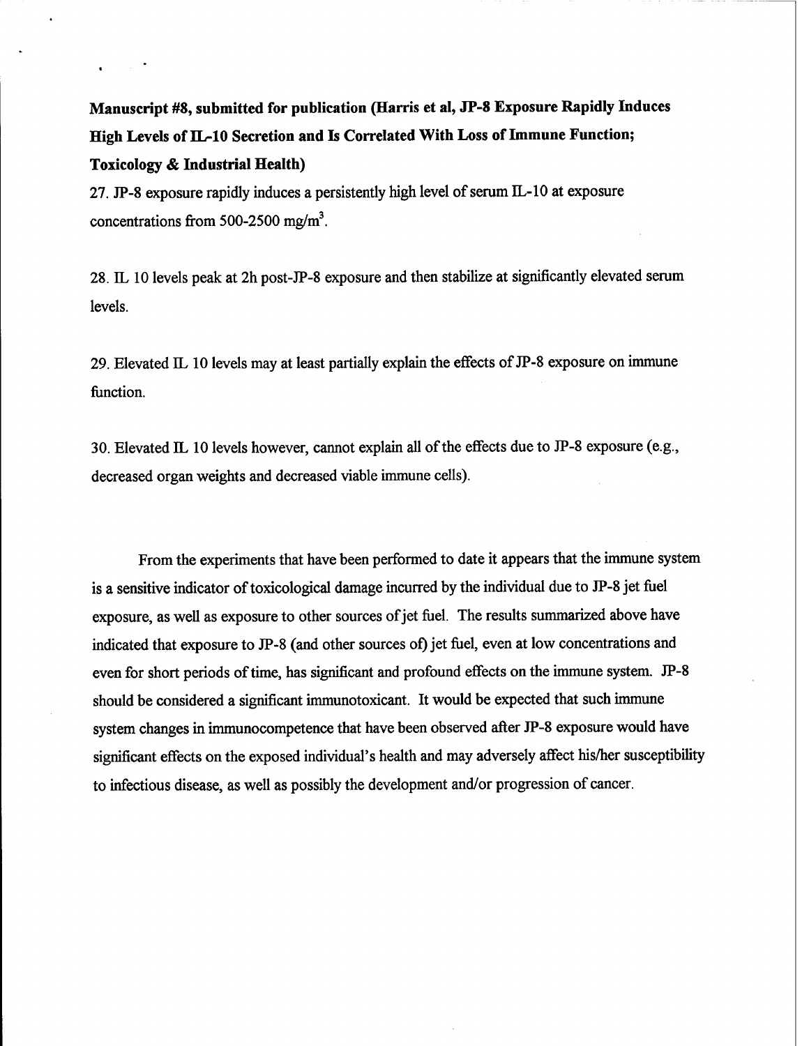**Manuscript #8, submitted for publication (Harris et al, JP-8 Exposure Rapidly Induces High Levels of IL-10 Secretion and Is Correlated With Loss of Immune Function; Toxicology & Industrial Health)**

27. JP-8 exposure rapidly induces a persistently high level of serum IL-10 at exposure concentrations from 500-2500 $mg/m^3$.

28. IL 10 levels peak at 2h post-JP-8 exposure and then stabilize at significantly elevated serum levels.

29. Elevated IL 10 levels may at least partially explain the effects of JP-8 exposure on immune function.

30. Elevated IL 10 levels however, cannot explain all of the effects due to JP-8 exposure (e.g., decreased organ weights and decreased viable immune cells).

From the experiments that have been performed to date it appears that the immune system is a sensitive indicator of toxicological damage incurred by the individual due to JP-8 jet fuel exposure, as well as exposure to other sources of jet fuel. The results summarized above have indicated that exposure to JP-8 (and other sources of) jet fuel, even at low concentrations and even for short periods of time, has significant and profound effects on the immune system. JP-8 should be considered a significant immunotoxicant. It would be expected that such immune system changes in immunocompetence that have been observed after JP-8 exposure would have significant effects on the exposed individual's health and may adversely affect his/her susceptibility to infectious disease, as well as possibly the development and/or progression of cancer.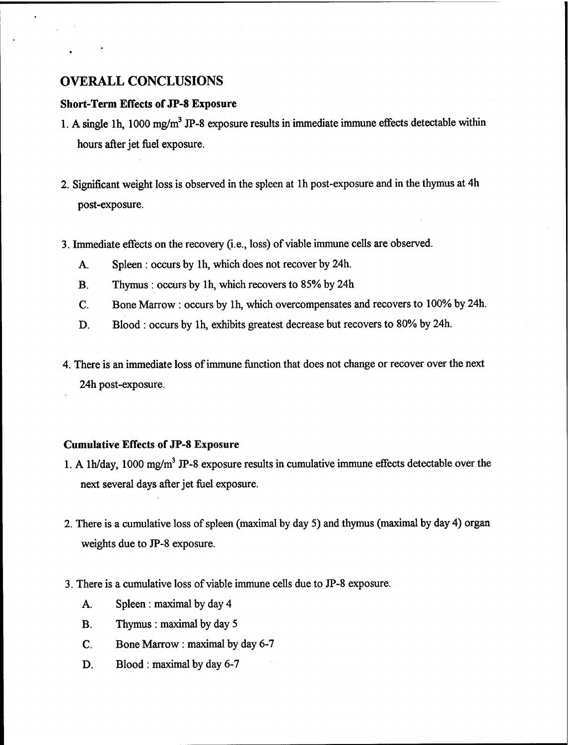## OVERALL CONCLUSIONS

### Short-Term Effects of JP-8 Exposure

1. A single 1h, 1000 $mg/m^3$ JP-8 exposure results in immediate immune effects detectable within hours after jet fuel exposure.

2. Significant weight loss is observed in the spleen at 1h post-exposure and in the thymus at 4h post-exposure.

3. Immediate effects on the recovery (i.e., loss) of viable immune cells are observed.
   - A. Spleen : occurs by 1h, which does not recover by 24h.
   - B. Thymus : occurs by 1h, which recovers to 85% by 24h
   - C. Bone Marrow : occurs by 1h, which overcompensates and recovers to 100% by 24h.
   - D. Blood : occurs by 1h, exhibits greatest decrease but recovers to 80% by 24h.

4. There is an immediate loss of immune function that does not change or recover over the next 24h post-exposure.

### Cumulative Effects of JP-8 Exposure

1. A 1h/day, 1000 $mg/m^3$ JP-8 exposure results in cumulative immune effects detectable over the next several days after jet fuel exposure.

2. There is a cumulative loss of spleen (maximal by day 5) and thymus (maximal by day 4) organ weights due to JP-8 exposure.

3. There is a cumulative loss of viable immune cells due to JP-8 exposure.
   - A. Spleen : maximal by day 4
   - B. Thymus : maximal by day 5
   - C. Bone Marrow : maximal by day 6-7
   - D. Blood : maximal by day 6-7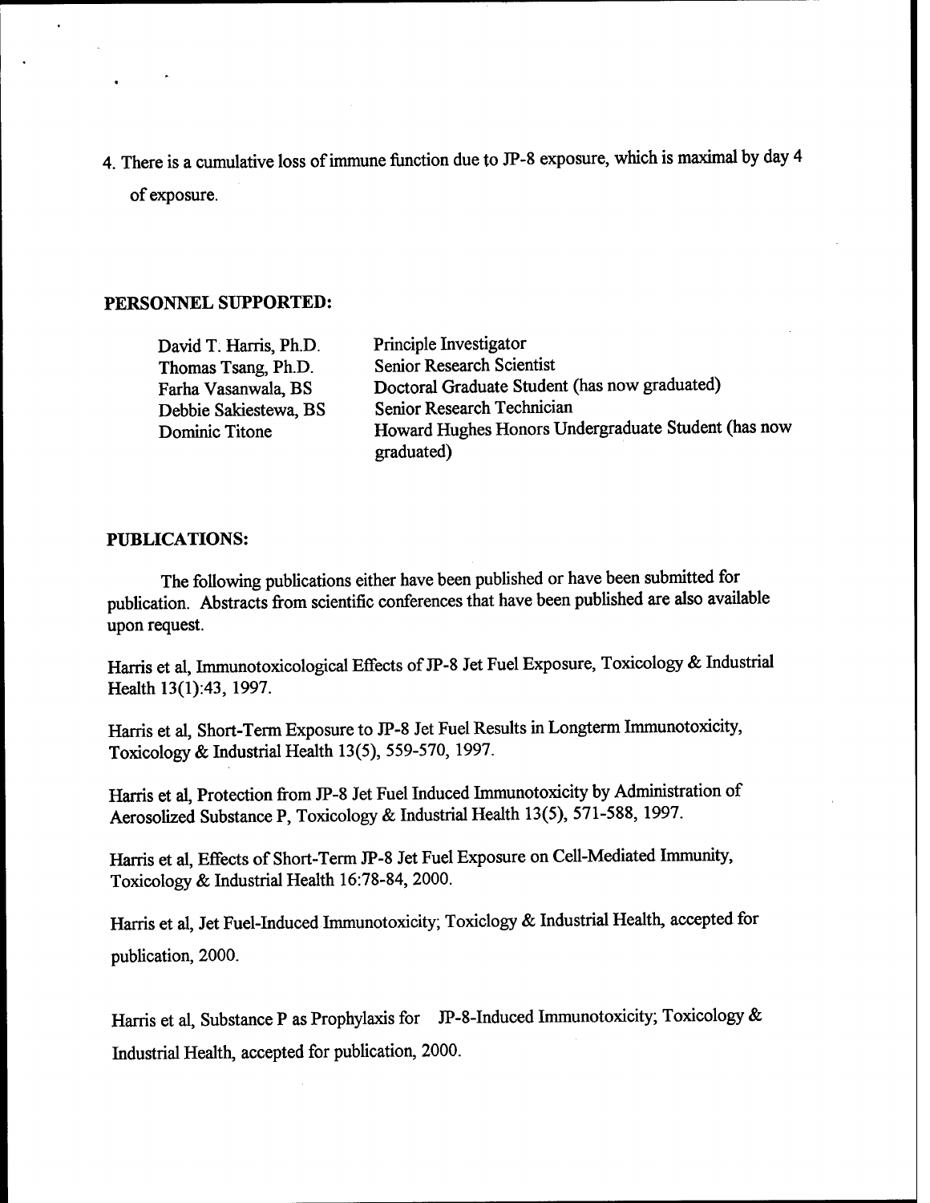4. There is a cumulative loss of immune function due to JP-8 exposure, which is maximal by day 4 of exposure.

## PERSONNEL SUPPORTED:

| | |
|---|---|
| David T. Harris, Ph.D. | Principle Investigator |
| Thomas Tsang, Ph.D. | Senior Research Scientist |
| Farha Vasanwala, BS | Doctoral Graduate Student (has now graduated) |
| Debbie Sakiestewa, BS | Senior Research Technician |
| Dominic Titone | Howard Hughes Honors Undergraduate Student (has now graduated) |

## PUBLICATIONS:

The following publications either have been published or have been submitted for publication. Abstracts from scientific conferences that have been published are also available upon request.

Harris et al, Immunotoxicological Effects of JP-8 Jet Fuel Exposure, Toxicology & Industrial Health 13(1):43, 1997.

Harris et al, Short-Term Exposure to JP-8 Jet Fuel Results in Longterm Immunotoxicity, Toxicology & Industrial Health 13(5), 559-570, 1997.

Harris et al, Protection from JP-8 Jet Fuel Induced Immunotoxicity by Administration of Aerosolized Substance P, Toxicology & Industrial Health 13(5), 571-588, 1997.

Harris et al, Effects of Short-Term JP-8 Jet Fuel Exposure on Cell-Mediated Immunity, Toxicology & Industrial Health 16:78-84, 2000.

Harris et al, Jet Fuel-Induced Immunotoxicity; Toxiclogy & Industrial Health, accepted for publication, 2000.

Harris et al, Substance P as Prophylaxis for JP-8-Induced Immunotoxicity; Toxicology & Industrial Health, accepted for publication, 2000.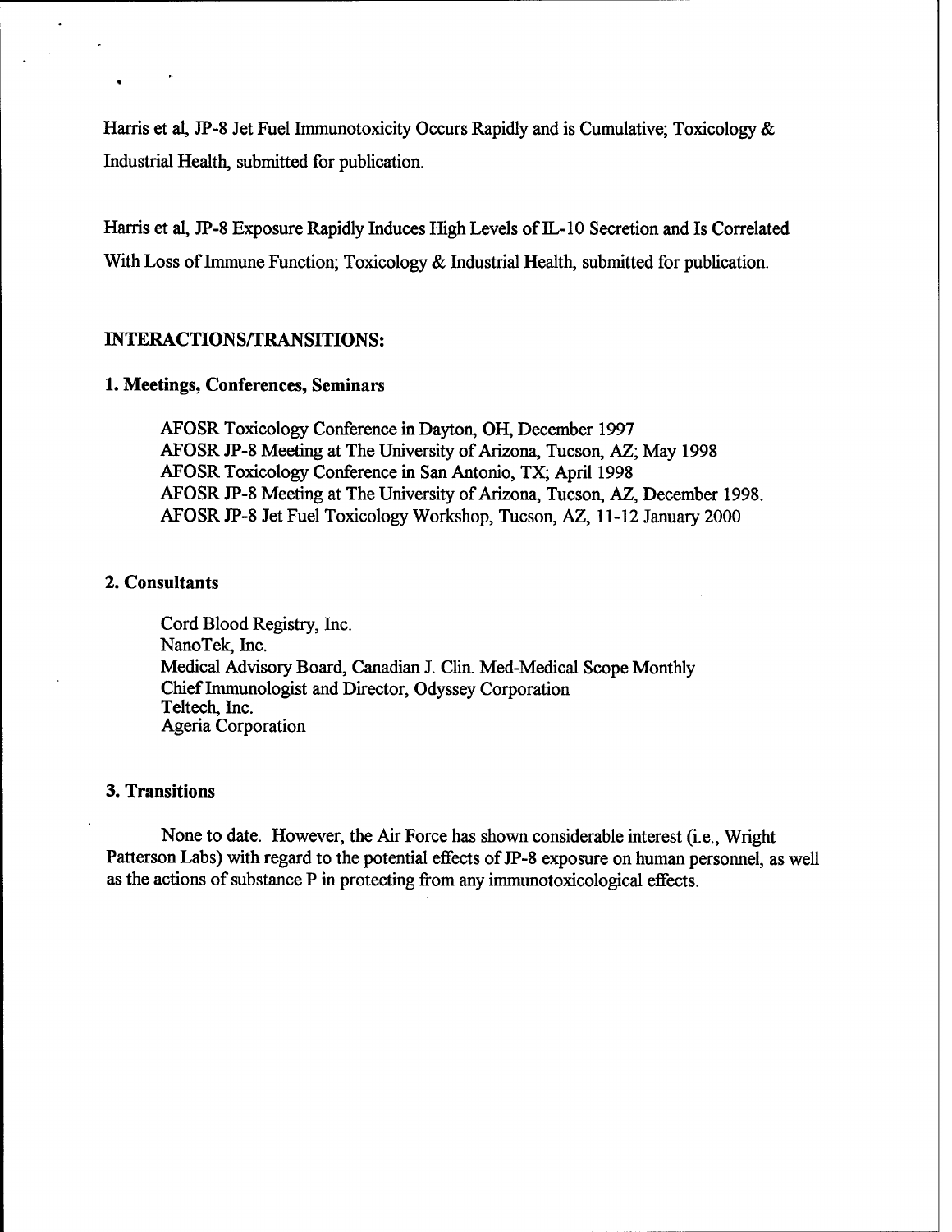Harris et al, JP-8 Jet Fuel Immunotoxicity Occurs Rapidly and is Cumulative; Toxicology & Industrial Health, submitted for publication.

Harris et al, JP-8 Exposure Rapidly Induces High Levels of IL-10 Secretion and Is Correlated With Loss of Immune Function; Toxicology & Industrial Health, submitted for publication.

## INTERACTIONS/TRANSITIONS:

### 1. Meetings, Conferences, Seminars

AFOSR Toxicology Conference in Dayton, OH, December 1997
AFOSR JP-8 Meeting at The University of Arizona, Tucson, AZ; May 1998
AFOSR Toxicology Conference in San Antonio, TX; April 1998
AFOSR JP-8 Meeting at The University of Arizona, Tucson, AZ, December 1998.
AFOSR JP-8 Jet Fuel Toxicology Workshop, Tucson, AZ, 11-12 January 2000

### 2. Consultants

Cord Blood Registry, Inc.
NanoTek, Inc.
Medical Advisory Board, Canadian J. Clin. Med-Medical Scope Monthly
Chief Immunologist and Director, Odyssey Corporation
Teltech, Inc.
Ageria Corporation

### 3. Transitions

None to date. However, the Air Force has shown considerable interest (i.e., Wright Patterson Labs) with regard to the potential effects of JP-8 exposure on human personnel, as well as the actions of substance P in protecting from any immunotoxicological effects.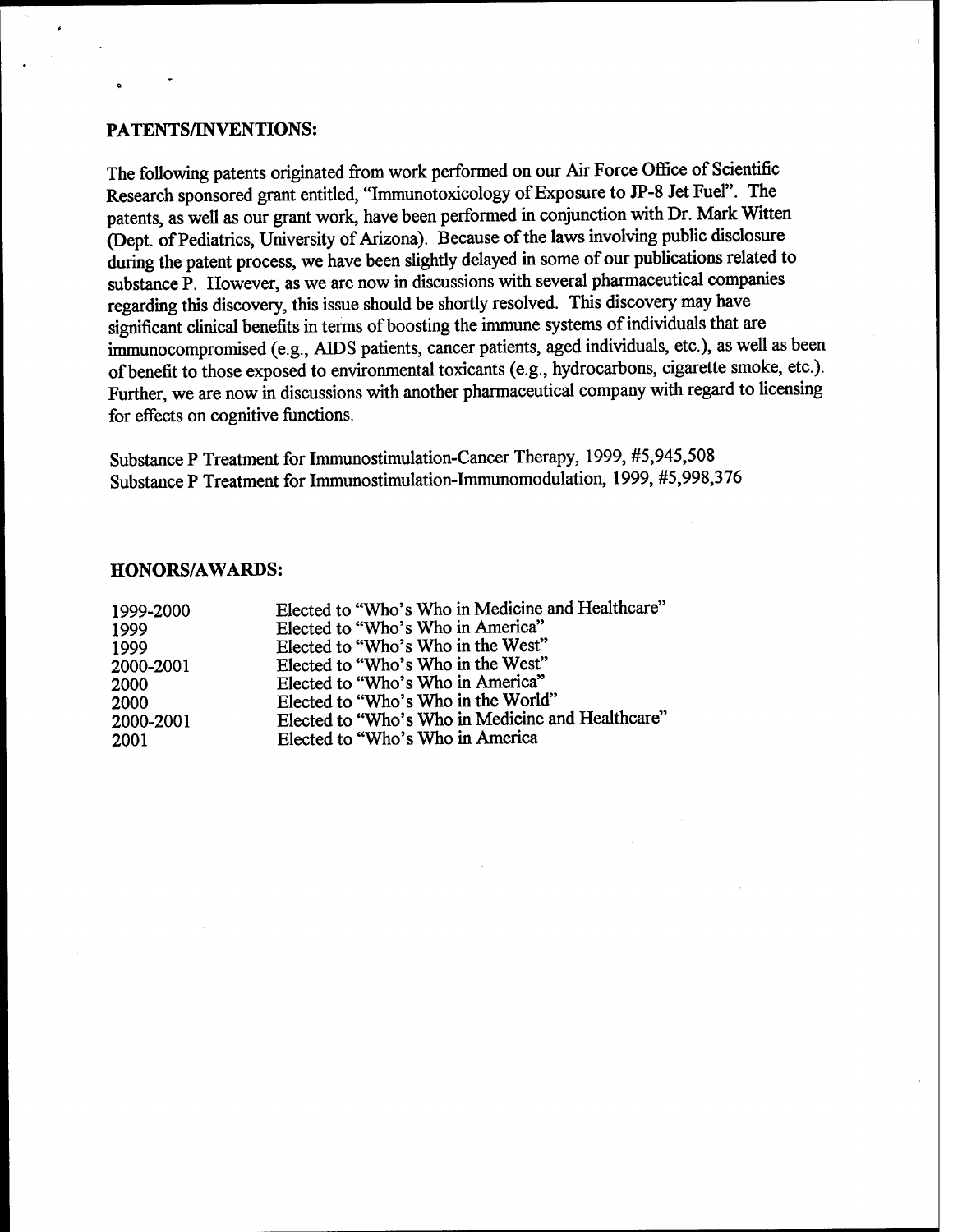## PATENTS/INVENTIONS:

The following patents originated from work performed on our Air Force Office of Scientific Research sponsored grant entitled, "Immunotoxicology of Exposure to JP-8 Jet Fuel". The patents, as well as our grant work, have been performed in conjunction with Dr. Mark Witten (Dept. of Pediatrics, University of Arizona). Because of the laws involving public disclosure during the patent process, we have been slightly delayed in some of our publications related to substance P. However, as we are now in discussions with several pharmaceutical companies regarding this discovery, this issue should be shortly resolved. This discovery may have significant clinical benefits in terms of boosting the immune systems of individuals that are immunocompromised (e.g., AIDS patients, cancer patients, aged individuals, etc.), as well as been of benefit to those exposed to environmental toxicants (e.g., hydrocarbons, cigarette smoke, etc.). Further, we are now in discussions with another pharmaceutical company with regard to licensing for effects on cognitive functions.

Substance P Treatment for Immunostimulation-Cancer Therapy, 1999, #5,945,508
Substance P Treatment for Immunostimulation-Immunomodulation, 1999, #5,998,376

## HONORS/AWARDS:

| | |
|---|---|
| 1999-2000 | Elected to "Who's Who in Medicine and Healthcare" |
| 1999 | Elected to "Who's Who in America" |
| 1999 | Elected to "Who's Who in the West" |
| 2000-2001 | Elected to "Who's Who in the West" |
| 2000 | Elected to "Who's Who in America" |
| 2000 | Elected to "Who's Who in the World" |
| 2000-2001 | Elected to "Who's Who in Medicine and Healthcare" |
| 2001 | Elected to "Who's Who in America |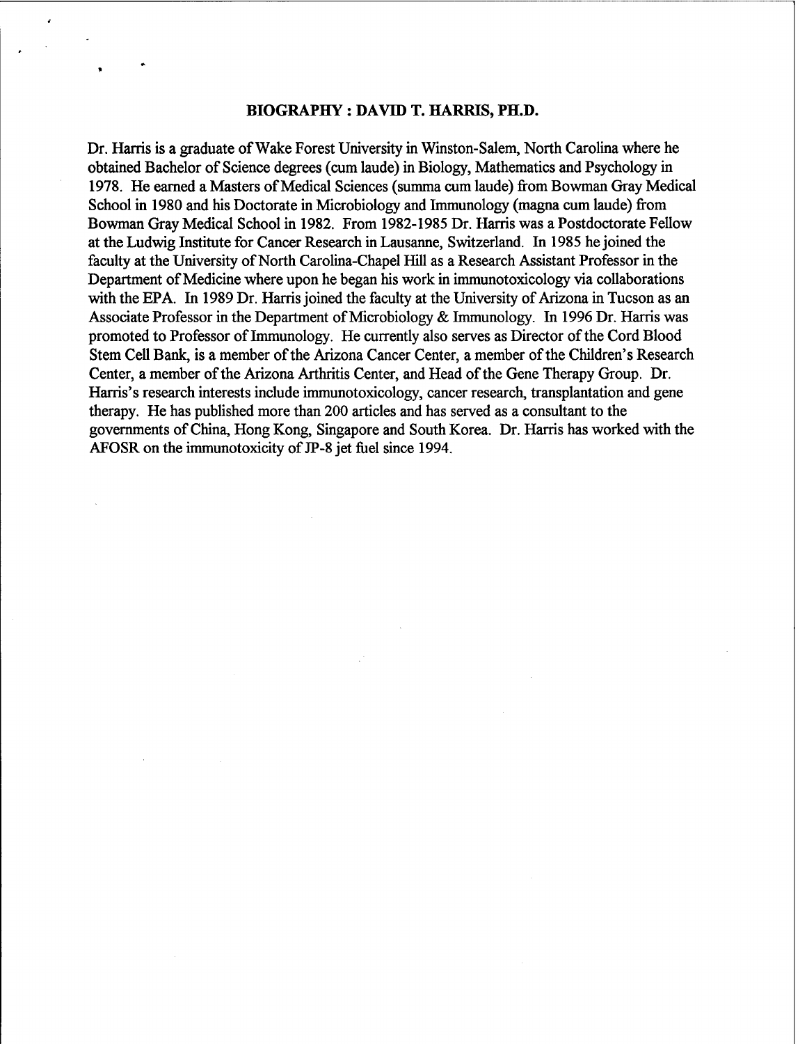## BIOGRAPHY : DAVID T. HARRIS, PH.D.

Dr. Harris is a graduate of Wake Forest University in Winston-Salem, North Carolina where he obtained Bachelor of Science degrees (cum laude) in Biology, Mathematics and Psychology in 1978. He earned a Masters of Medical Sciences (summa cum laude) from Bowman Gray Medical School in 1980 and his Doctorate in Microbiology and Immunology (magna cum laude) from Bowman Gray Medical School in 1982. From 1982-1985 Dr. Harris was a Postdoctorate Fellow at the Ludwig Institute for Cancer Research in Lausanne, Switzerland. In 1985 he joined the faculty at the University of North Carolina-Chapel Hill as a Research Assistant Professor in the Department of Medicine where upon he began his work in immunotoxicology via collaborations with the EPA. In 1989 Dr. Harris joined the faculty at the University of Arizona in Tucson as an Associate Professor in the Department of Microbiology & Immunology. In 1996 Dr. Harris was promoted to Professor of Immunology. He currently also serves as Director of the Cord Blood Stem Cell Bank, is a member of the Arizona Cancer Center, a member of the Children's Research Center, a member of the Arizona Arthritis Center, and Head of the Gene Therapy Group. Dr. Harris's research interests include immunotoxicology, cancer research, transplantation and gene therapy. He has published more than 200 articles and has served as a consultant to the governments of China, Hong Kong, Singapore and South Korea. Dr. Harris has worked with the AFOSR on the immunotoxicity of JP-8 jet fuel since 1994.